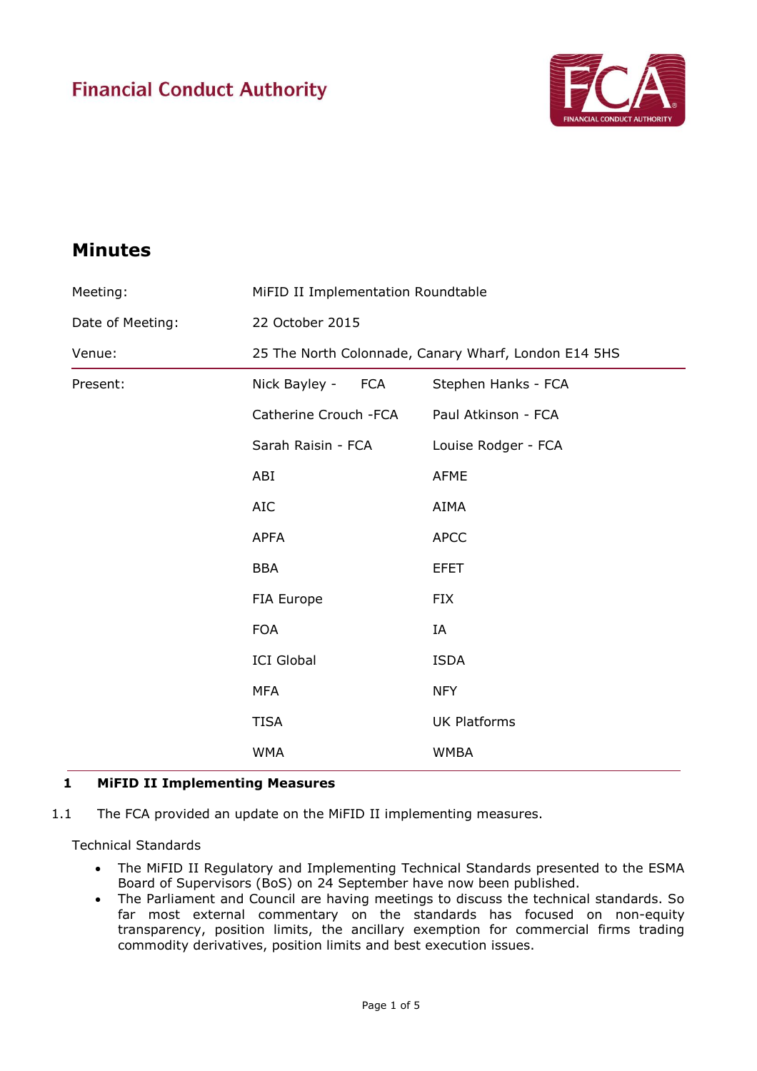Financial Conduct Authority

# Minutes

| | | |
|---|---|---|
| Meeting: | MiFID II Implementation Roundtable | |
| Date of Meeting: | 22 October 2015 | |
| Venue: | 25 The North Colonnade, Canary Wharf, London E14 5HS | |
| Present: | Nick Bayley - FCA | Stephen Hanks - FCA |
| | Catherine Crouch -FCA | Paul Atkinson - FCA |
| | Sarah Raisin - FCA | Louise Rodger - FCA |
| | ABI | AFME |
| | AIC | AIMA |
| | APFA | APCC |
| | BBA | EFET |
| | FIA Europe | FIX |
| | FOA | IA |
| | ICI Global | ISDA |
| | MFA | NFY |
| | TISA | UK Platforms |
| | WMA | WMBA |

## 1 MiFID II Implementing Measures

1.1 The FCA provided an update on the MiFID II implementing measures.

Technical Standards

- The MiFID II Regulatory and Implementing Technical Standards presented to the ESMA Board of Supervisors (BoS) on 24 September have now been published.
- The Parliament and Council are having meetings to discuss the technical standards. So far most external commentary on the standards has focused on non-equity transparency, position limits, the ancillary exemption for commercial firms trading commodity derivatives, position limits and best execution issues.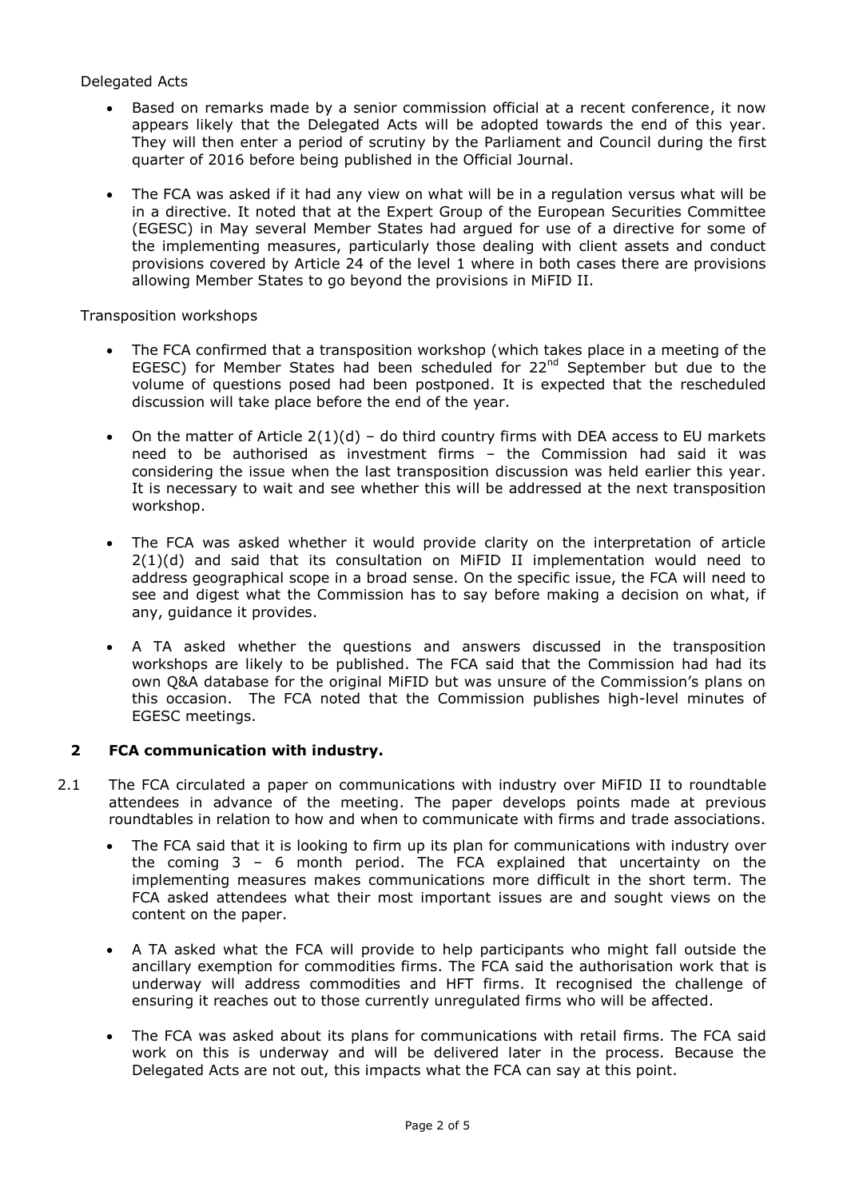Delegated Acts

- Based on remarks made by a senior commission official at a recent conference, it now appears likely that the Delegated Acts will be adopted towards the end of this year. They will then enter a period of scrutiny by the Parliament and Council during the first quarter of 2016 before being published in the Official Journal.

- The FCA was asked if it had any view on what will be in a regulation versus what will be in a directive. It noted that at the Expert Group of the European Securities Committee (EGESC) in May several Member States had argued for use of a directive for some of the implementing measures, particularly those dealing with client assets and conduct provisions covered by Article 24 of the level 1 where in both cases there are provisions allowing Member States to go beyond the provisions in MiFID II.

Transposition workshops

- The FCA confirmed that a transposition workshop (which takes place in a meeting of the EGESC) for Member States had been scheduled for 22nd September but due to the volume of questions posed had been postponed. It is expected that the rescheduled discussion will take place before the end of the year.

- On the matter of Article 2(1)(d) – do third country firms with DEA access to EU markets need to be authorised as investment firms – the Commission had said it was considering the issue when the last transposition discussion was held earlier this year. It is necessary to wait and see whether this will be addressed at the next transposition workshop.

- The FCA was asked whether it would provide clarity on the interpretation of article 2(1)(d) and said that its consultation on MiFID II implementation would need to address geographical scope in a broad sense. On the specific issue, the FCA will need to see and digest what the Commission has to say before making a decision on what, if any, guidance it provides.

- A TA asked whether the questions and answers discussed in the transposition workshops are likely to be published. The FCA said that the Commission had had its own Q&A database for the original MiFID but was unsure of the Commission's plans on this occasion. The FCA noted that the Commission publishes high-level minutes of EGESC meetings.

## 2 FCA communication with industry.

2.1 The FCA circulated a paper on communications with industry over MiFID II to roundtable attendees in advance of the meeting. The paper develops points made at previous roundtables in relation to how and when to communicate with firms and trade associations.

- The FCA said that it is looking to firm up its plan for communications with industry over the coming 3 – 6 month period. The FCA explained that uncertainty on the implementing measures makes communications more difficult in the short term. The FCA asked attendees what their most important issues are and sought views on the content on the paper.

- A TA asked what the FCA will provide to help participants who might fall outside the ancillary exemption for commodities firms. The FCA said the authorisation work that is underway will address commodities and HFT firms. It recognised the challenge of ensuring it reaches out to those currently unregulated firms who will be affected.

- The FCA was asked about its plans for communications with retail firms. The FCA said work on this is underway and will be delivered later in the process. Because the Delegated Acts are not out, this impacts what the FCA can say at this point.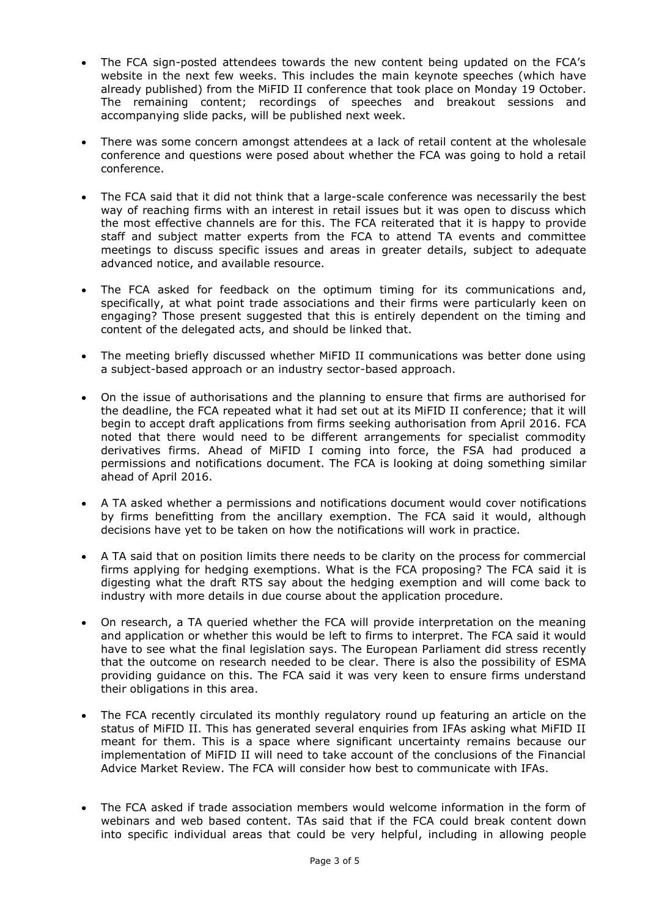- The FCA sign-posted attendees towards the new content being updated on the FCA's website in the next few weeks. This includes the main keynote speeches (which have already published) from the MiFID II conference that took place on Monday 19 October. The remaining content; recordings of speeches and breakout sessions and accompanying slide packs, will be published next week.

- There was some concern amongst attendees at a lack of retail content at the wholesale conference and questions were posed about whether the FCA was going to hold a retail conference.

- The FCA said that it did not think that a large-scale conference was necessarily the best way of reaching firms with an interest in retail issues but it was open to discuss which the most effective channels are for this. The FCA reiterated that it is happy to provide staff and subject matter experts from the FCA to attend TA events and committee meetings to discuss specific issues and areas in greater details, subject to adequate advanced notice, and available resource.

- The FCA asked for feedback on the optimum timing for its communications and, specifically, at what point trade associations and their firms were particularly keen on engaging? Those present suggested that this is entirely dependent on the timing and content of the delegated acts, and should be linked that.

- The meeting briefly discussed whether MiFID II communications was better done using a subject-based approach or an industry sector-based approach.

- On the issue of authorisations and the planning to ensure that firms are authorised for the deadline, the FCA repeated what it had set out at its MiFID II conference; that it will begin to accept draft applications from firms seeking authorisation from April 2016. FCA noted that there would need to be different arrangements for specialist commodity derivatives firms. Ahead of MiFID I coming into force, the FSA had produced a permissions and notifications document. The FCA is looking at doing something similar ahead of April 2016.

- A TA asked whether a permissions and notifications document would cover notifications by firms benefitting from the ancillary exemption. The FCA said it would, although decisions have yet to be taken on how the notifications will work in practice.

- A TA said that on position limits there needs to be clarity on the process for commercial firms applying for hedging exemptions. What is the FCA proposing? The FCA said it is digesting what the draft RTS say about the hedging exemption and will come back to industry with more details in due course about the application procedure.

- On research, a TA queried whether the FCA will provide interpretation on the meaning and application or whether this would be left to firms to interpret. The FCA said it would have to see what the final legislation says. The European Parliament did stress recently that the outcome on research needed to be clear. There is also the possibility of ESMA providing guidance on this. The FCA said it was very keen to ensure firms understand their obligations in this area.

- The FCA recently circulated its monthly regulatory round up featuring an article on the status of MiFID II. This has generated several enquiries from IFAs asking what MiFID II meant for them. This is a space where significant uncertainty remains because our implementation of MiFID II will need to take account of the conclusions of the Financial Advice Market Review. The FCA will consider how best to communicate with IFAs.

- The FCA asked if trade association members would welcome information in the form of webinars and web based content. TAs said that if the FCA could break content down into specific individual areas that could be very helpful, including in allowing people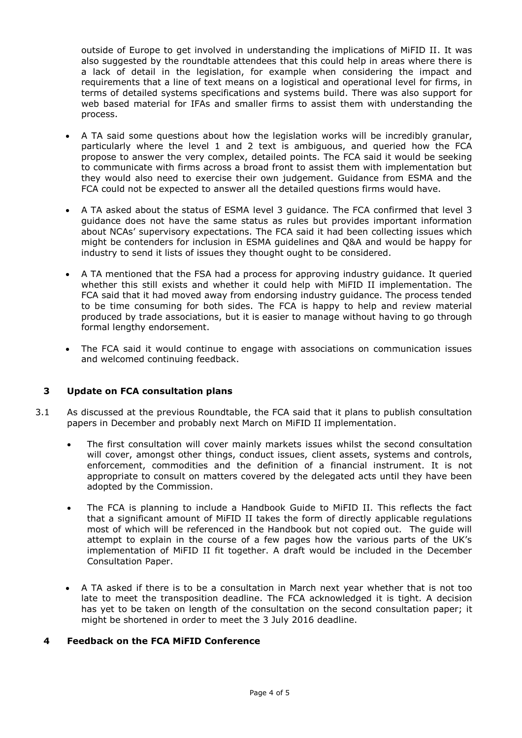outside of Europe to get involved in understanding the implications of MiFID II. It was also suggested by the roundtable attendees that this could help in areas where there is a lack of detail in the legislation, for example when considering the impact and requirements that a line of text means on a logistical and operational level for firms, in terms of detailed systems specifications and systems build. There was also support for web based material for IFAs and smaller firms to assist them with understanding the process.

- A TA said some questions about how the legislation works will be incredibly granular, particularly where the level 1 and 2 text is ambiguous, and queried how the FCA propose to answer the very complex, detailed points. The FCA said it would be seeking to communicate with firms across a broad front to assist them with implementation but they would also need to exercise their own judgement. Guidance from ESMA and the FCA could not be expected to answer all the detailed questions firms would have.
- A TA asked about the status of ESMA level 3 guidance. The FCA confirmed that level 3 guidance does not have the same status as rules but provides important information about NCAs' supervisory expectations. The FCA said it had been collecting issues which might be contenders for inclusion in ESMA guidelines and Q&A and would be happy for industry to send it lists of issues they thought ought to be considered.
- A TA mentioned that the FSA had a process for approving industry guidance. It queried whether this still exists and whether it could help with MiFID II implementation. The FCA said that it had moved away from endorsing industry guidance. The process tended to be time consuming for both sides. The FCA is happy to help and review material produced by trade associations, but it is easier to manage without having to go through formal lengthy endorsement.
- The FCA said it would continue to engage with associations on communication issues and welcomed continuing feedback.

## 3 Update on FCA consultation plans

3.1 As discussed at the previous Roundtable, the FCA said that it plans to publish consultation papers in December and probably next March on MiFID II implementation.

- The first consultation will cover mainly markets issues whilst the second consultation will cover, amongst other things, conduct issues, client assets, systems and controls, enforcement, commodities and the definition of a financial instrument. It is not appropriate to consult on matters covered by the delegated acts until they have been adopted by the Commission.
- The FCA is planning to include a Handbook Guide to MiFID II. This reflects the fact that a significant amount of MiFID II takes the form of directly applicable regulations most of which will be referenced in the Handbook but not copied out. The guide will attempt to explain in the course of a few pages how the various parts of the UK's implementation of MiFID II fit together. A draft would be included in the December Consultation Paper.
- A TA asked if there is to be a consultation in March next year whether that is not too late to meet the transposition deadline. The FCA acknowledged it is tight. A decision has yet to be taken on length of the consultation on the second consultation paper; it might be shortened in order to meet the 3 July 2016 deadline.

## 4 Feedback on the FCA MiFID Conference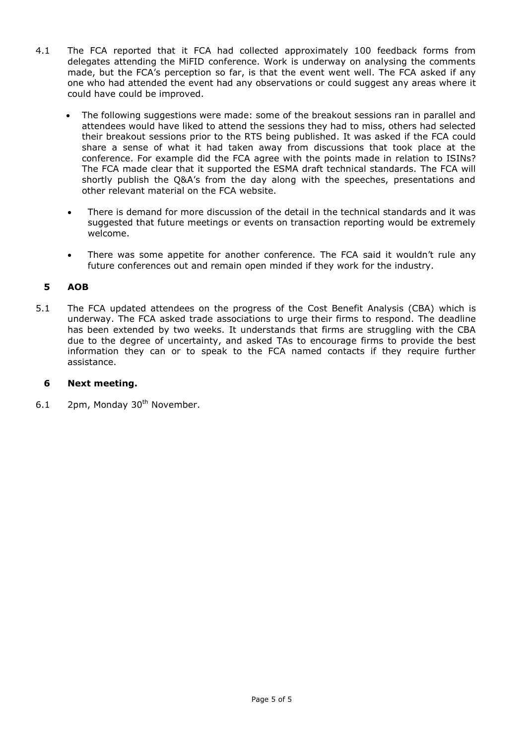4.1 The FCA reported that it FCA had collected approximately 100 feedback forms from delegates attending the MiFID conference. Work is underway on analysing the comments made, but the FCA's perception so far, is that the event went well. The FCA asked if any one who had attended the event had any observations or could suggest any areas where it could have could be improved.

- The following suggestions were made: some of the breakout sessions ran in parallel and attendees would have liked to attend the sessions they had to miss, others had selected their breakout sessions prior to the RTS being published. It was asked if the FCA could share a sense of what it had taken away from discussions that took place at the conference. For example did the FCA agree with the points made in relation to ISINs? The FCA made clear that it supported the ESMA draft technical standards. The FCA will shortly publish the Q&A's from the day along with the speeches, presentations and other relevant material on the FCA website.

- There is demand for more discussion of the detail in the technical standards and it was suggested that future meetings or events on transaction reporting would be extremely welcome.

- There was some appetite for another conference. The FCA said it wouldn't rule any future conferences out and remain open minded if they work for the industry.

## 5 AOB

5.1 The FCA updated attendees on the progress of the Cost Benefit Analysis (CBA) which is underway. The FCA asked trade associations to urge their firms to respond. The deadline has been extended by two weeks. It understands that firms are struggling with the CBA due to the degree of uncertainty, and asked TAs to encourage firms to provide the best information they can or to speak to the FCA named contacts if they require further assistance.

## 6 Next meeting.

6.1 2pm, Monday 30th November.